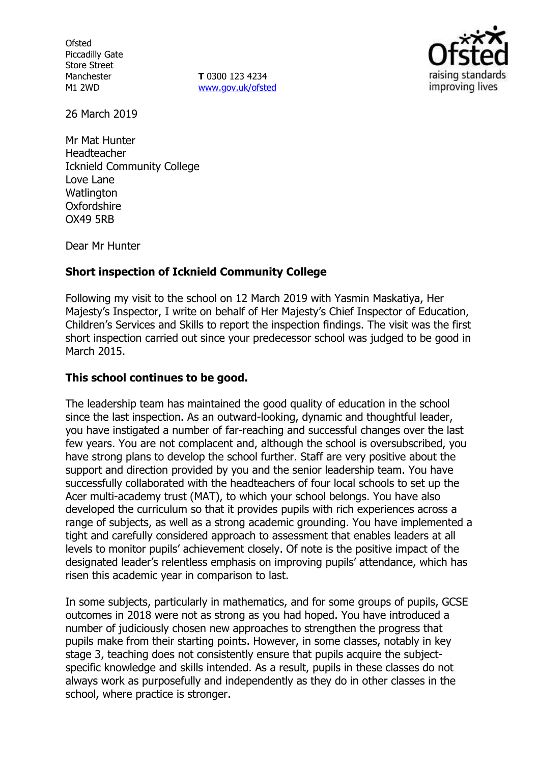Ofsted
Piccadilly Gate
Store Street
Manchester
M1 2WD

**T** 0300 123 4234
www.gov.uk/ofsted

26 March 2019

Mr Mat Hunter
Headteacher
Icknield Community College
Love Lane
Watlington
Oxfordshire
OX49 5RB

Dear Mr Hunter

**Short inspection of Icknield Community College**

Following my visit to the school on 12 March 2019 with Yasmin Maskatiya, Her Majesty's Inspector, I write on behalf of Her Majesty's Chief Inspector of Education, Children's Services and Skills to report the inspection findings. The visit was the first short inspection carried out since your predecessor school was judged to be good in March 2015.

**This school continues to be good.**

The leadership team has maintained the good quality of education in the school since the last inspection. As an outward-looking, dynamic and thoughtful leader, you have instigated a number of far-reaching and successful changes over the last few years. You are not complacent and, although the school is oversubscribed, you have strong plans to develop the school further. Staff are very positive about the support and direction provided by you and the senior leadership team. You have successfully collaborated with the headteachers of four local schools to set up the Acer multi-academy trust (MAT), to which your school belongs. You have also developed the curriculum so that it provides pupils with rich experiences across a range of subjects, as well as a strong academic grounding. You have implemented a tight and carefully considered approach to assessment that enables leaders at all levels to monitor pupils' achievement closely. Of note is the positive impact of the designated leader's relentless emphasis on improving pupils' attendance, which has risen this academic year in comparison to last.

In some subjects, particularly in mathematics, and for some groups of pupils, GCSE outcomes in 2018 were not as strong as you had hoped. You have introduced a number of judiciously chosen new approaches to strengthen the progress that pupils make from their starting points. However, in some classes, notably in key stage 3, teaching does not consistently ensure that pupils acquire the subject-specific knowledge and skills intended. As a result, pupils in these classes do not always work as purposefully and independently as they do in other classes in the school, where practice is stronger.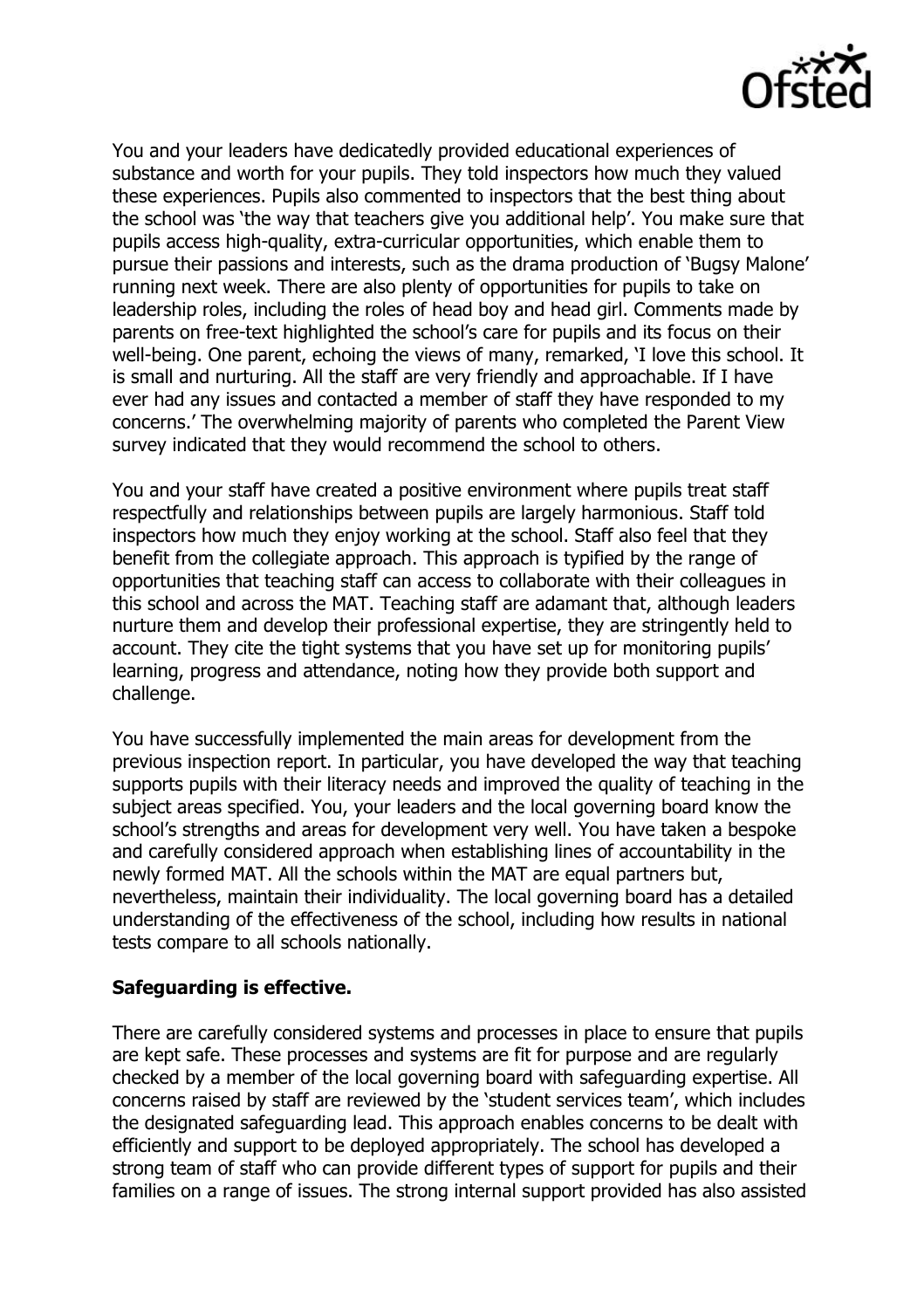You and your leaders have dedicatedly provided educational experiences of substance and worth for your pupils. They told inspectors how much they valued these experiences. Pupils also commented to inspectors that the best thing about the school was 'the way that teachers give you additional help'. You make sure that pupils access high-quality, extra-curricular opportunities, which enable them to pursue their passions and interests, such as the drama production of 'Bugsy Malone' running next week. There are also plenty of opportunities for pupils to take on leadership roles, including the roles of head boy and head girl. Comments made by parents on free-text highlighted the school's care for pupils and its focus on their well-being. One parent, echoing the views of many, remarked, 'I love this school. It is small and nurturing. All the staff are very friendly and approachable. If I have ever had any issues and contacted a member of staff they have responded to my concerns.' The overwhelming majority of parents who completed the Parent View survey indicated that they would recommend the school to others.

You and your staff have created a positive environment where pupils treat staff respectfully and relationships between pupils are largely harmonious. Staff told inspectors how much they enjoy working at the school. Staff also feel that they benefit from the collegiate approach. This approach is typified by the range of opportunities that teaching staff can access to collaborate with their colleagues in this school and across the MAT. Teaching staff are adamant that, although leaders nurture them and develop their professional expertise, they are stringently held to account. They cite the tight systems that you have set up for monitoring pupils' learning, progress and attendance, noting how they provide both support and challenge.

You have successfully implemented the main areas for development from the previous inspection report. In particular, you have developed the way that teaching supports pupils with their literacy needs and improved the quality of teaching in the subject areas specified. You, your leaders and the local governing board know the school's strengths and areas for development very well. You have taken a bespoke and carefully considered approach when establishing lines of accountability in the newly formed MAT. All the schools within the MAT are equal partners but, nevertheless, maintain their individuality. The local governing board has a detailed understanding of the effectiveness of the school, including how results in national tests compare to all schools nationally.

**Safeguarding is effective.**

There are carefully considered systems and processes in place to ensure that pupils are kept safe. These processes and systems are fit for purpose and are regularly checked by a member of the local governing board with safeguarding expertise. All concerns raised by staff are reviewed by the 'student services team', which includes the designated safeguarding lead. This approach enables concerns to be dealt with efficiently and support to be deployed appropriately. The school has developed a strong team of staff who can provide different types of support for pupils and their families on a range of issues. The strong internal support provided has also assisted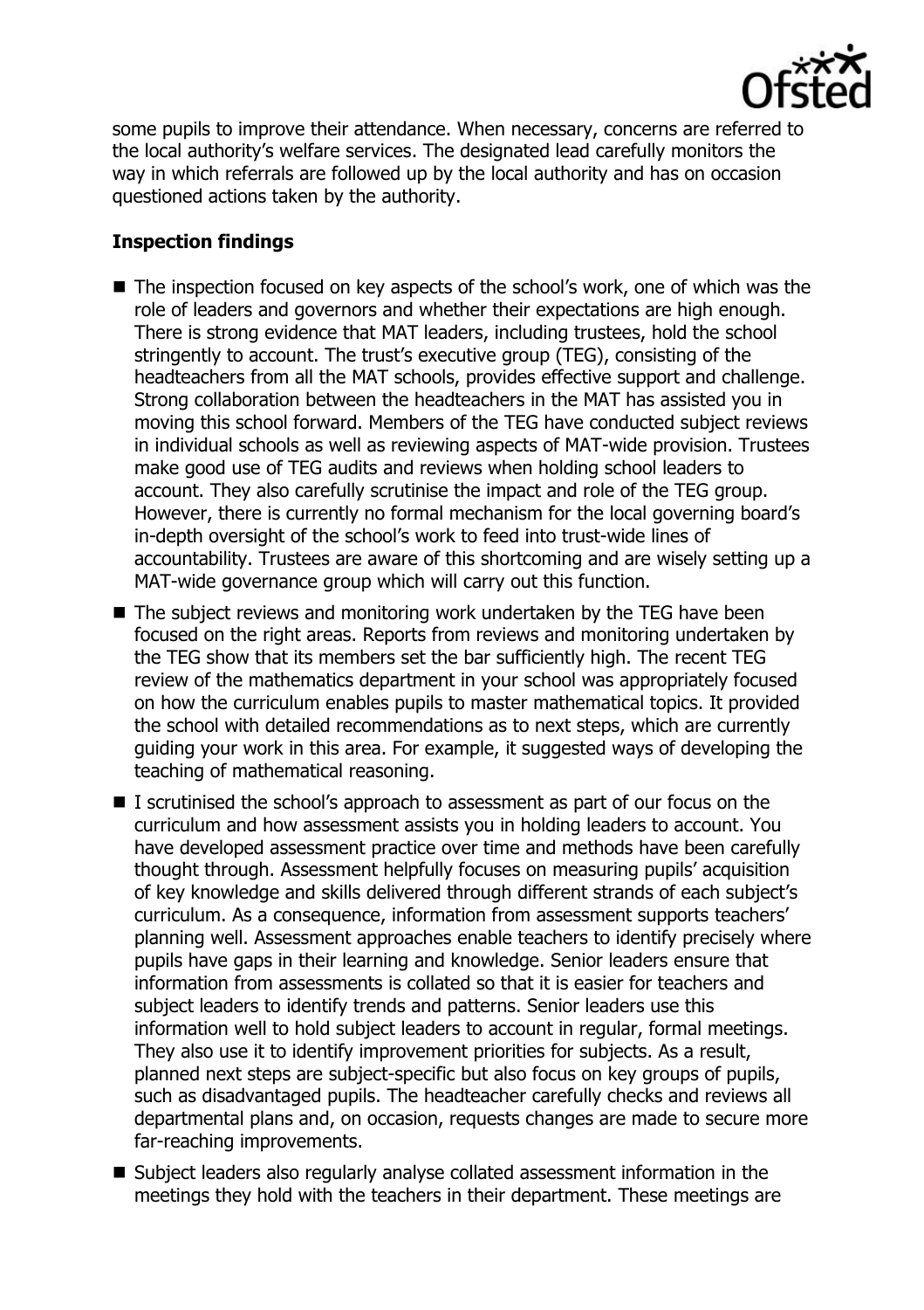some pupils to improve their attendance. When necessary, concerns are referred to the local authority's welfare services. The designated lead carefully monitors the way in which referrals are followed up by the local authority and has on occasion questioned actions taken by the authority.

## Inspection findings

- The inspection focused on key aspects of the school's work, one of which was the role of leaders and governors and whether their expectations are high enough. There is strong evidence that MAT leaders, including trustees, hold the school stringently to account. The trust's executive group (TEG), consisting of the headteachers from all the MAT schools, provides effective support and challenge. Strong collaboration between the headteachers in the MAT has assisted you in moving this school forward. Members of the TEG have conducted subject reviews in individual schools as well as reviewing aspects of MAT-wide provision. Trustees make good use of TEG audits and reviews when holding school leaders to account. They also carefully scrutinise the impact and role of the TEG group. However, there is currently no formal mechanism for the local governing board's in-depth oversight of the school's work to feed into trust-wide lines of accountability. Trustees are aware of this shortcoming and are wisely setting up a MAT-wide governance group which will carry out this function.
- The subject reviews and monitoring work undertaken by the TEG have been focused on the right areas. Reports from reviews and monitoring undertaken by the TEG show that its members set the bar sufficiently high. The recent TEG review of the mathematics department in your school was appropriately focused on how the curriculum enables pupils to master mathematical topics. It provided the school with detailed recommendations as to next steps, which are currently guiding your work in this area. For example, it suggested ways of developing the teaching of mathematical reasoning.
- I scrutinised the school's approach to assessment as part of our focus on the curriculum and how assessment assists you in holding leaders to account. You have developed assessment practice over time and methods have been carefully thought through. Assessment helpfully focuses on measuring pupils' acquisition of key knowledge and skills delivered through different strands of each subject's curriculum. As a consequence, information from assessment supports teachers' planning well. Assessment approaches enable teachers to identify precisely where pupils have gaps in their learning and knowledge. Senior leaders ensure that information from assessments is collated so that it is easier for teachers and subject leaders to identify trends and patterns. Senior leaders use this information well to hold subject leaders to account in regular, formal meetings. They also use it to identify improvement priorities for subjects. As a result, planned next steps are subject-specific but also focus on key groups of pupils, such as disadvantaged pupils. The headteacher carefully checks and reviews all departmental plans and, on occasion, requests changes are made to secure more far-reaching improvements.
- Subject leaders also regularly analyse collated assessment information in the meetings they hold with the teachers in their department. These meetings are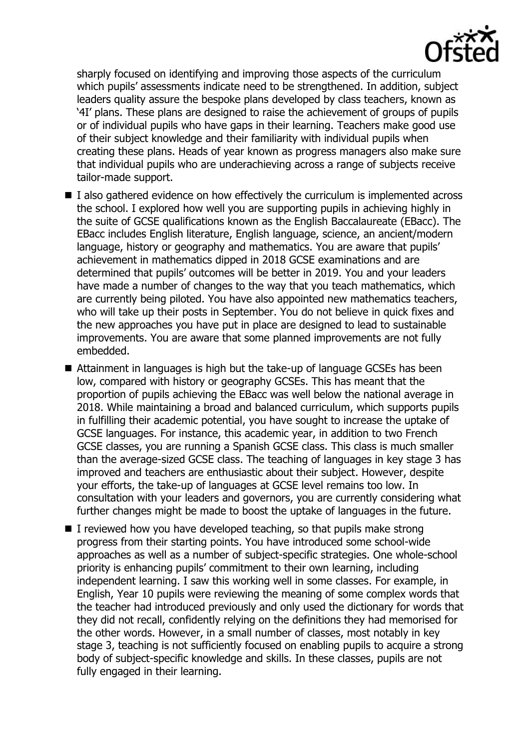sharply focused on identifying and improving those aspects of the curriculum which pupils' assessments indicate need to be strengthened. In addition, subject leaders quality assure the bespoke plans developed by class teachers, known as '4I' plans. These plans are designed to raise the achievement of groups of pupils or of individual pupils who have gaps in their learning. Teachers make good use of their subject knowledge and their familiarity with individual pupils when creating these plans. Heads of year known as progress managers also make sure that individual pupils who are underachieving across a range of subjects receive tailor-made support.

- I also gathered evidence on how effectively the curriculum is implemented across the school. I explored how well you are supporting pupils in achieving highly in the suite of GCSE qualifications known as the English Baccalaureate (EBacc). The EBacc includes English literature, English language, science, an ancient/modern language, history or geography and mathematics. You are aware that pupils' achievement in mathematics dipped in 2018 GCSE examinations and are determined that pupils' outcomes will be better in 2019. You and your leaders have made a number of changes to the way that you teach mathematics, which are currently being piloted. You have also appointed new mathematics teachers, who will take up their posts in September. You do not believe in quick fixes and the new approaches you have put in place are designed to lead to sustainable improvements. You are aware that some planned improvements are not fully embedded.
- Attainment in languages is high but the take-up of language GCSEs has been low, compared with history or geography GCSEs. This has meant that the proportion of pupils achieving the EBacc was well below the national average in 2018. While maintaining a broad and balanced curriculum, which supports pupils in fulfilling their academic potential, you have sought to increase the uptake of GCSE languages. For instance, this academic year, in addition to two French GCSE classes, you are running a Spanish GCSE class. This class is much smaller than the average-sized GCSE class. The teaching of languages in key stage 3 has improved and teachers are enthusiastic about their subject. However, despite your efforts, the take-up of languages at GCSE level remains too low. In consultation with your leaders and governors, you are currently considering what further changes might be made to boost the uptake of languages in the future.
- I reviewed how you have developed teaching, so that pupils make strong progress from their starting points. You have introduced some school-wide approaches as well as a number of subject-specific strategies. One whole-school priority is enhancing pupils' commitment to their own learning, including independent learning. I saw this working well in some classes. For example, in English, Year 10 pupils were reviewing the meaning of some complex words that the teacher had introduced previously and only used the dictionary for words that they did not recall, confidently relying on the definitions they had memorised for the other words. However, in a small number of classes, most notably in key stage 3, teaching is not sufficiently focused on enabling pupils to acquire a strong body of subject-specific knowledge and skills. In these classes, pupils are not fully engaged in their learning.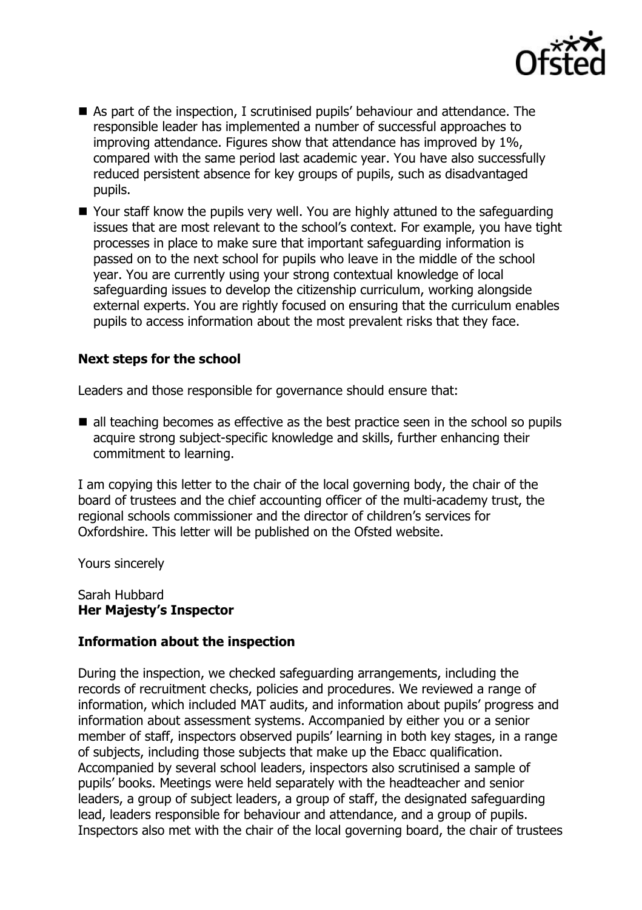- As part of the inspection, I scrutinised pupils' behaviour and attendance. The responsible leader has implemented a number of successful approaches to improving attendance. Figures show that attendance has improved by 1%, compared with the same period last academic year. You have also successfully reduced persistent absence for key groups of pupils, such as disadvantaged pupils.
- Your staff know the pupils very well. You are highly attuned to the safeguarding issues that are most relevant to the school's context. For example, you have tight processes in place to make sure that important safeguarding information is passed on to the next school for pupils who leave in the middle of the school year. You are currently using your strong contextual knowledge of local safeguarding issues to develop the citizenship curriculum, working alongside external experts. You are rightly focused on ensuring that the curriculum enables pupils to access information about the most prevalent risks that they face.

### Next steps for the school

Leaders and those responsible for governance should ensure that:

- all teaching becomes as effective as the best practice seen in the school so pupils acquire strong subject-specific knowledge and skills, further enhancing their commitment to learning.

I am copying this letter to the chair of the local governing body, the chair of the board of trustees and the chief accounting officer of the multi-academy trust, the regional schools commissioner and the director of children's services for Oxfordshire. This letter will be published on the Ofsted website.

Yours sincerely

Sarah Hubbard
**Her Majesty's Inspector**

### Information about the inspection

During the inspection, we checked safeguarding arrangements, including the records of recruitment checks, policies and procedures. We reviewed a range of information, which included MAT audits, and information about pupils' progress and information about assessment systems. Accompanied by either you or a senior member of staff, inspectors observed pupils' learning in both key stages, in a range of subjects, including those subjects that make up the Ebacc qualification. Accompanied by several school leaders, inspectors also scrutinised a sample of pupils' books. Meetings were held separately with the headteacher and senior leaders, a group of subject leaders, a group of staff, the designated safeguarding lead, leaders responsible for behaviour and attendance, and a group of pupils. Inspectors also met with the chair of the local governing board, the chair of trustees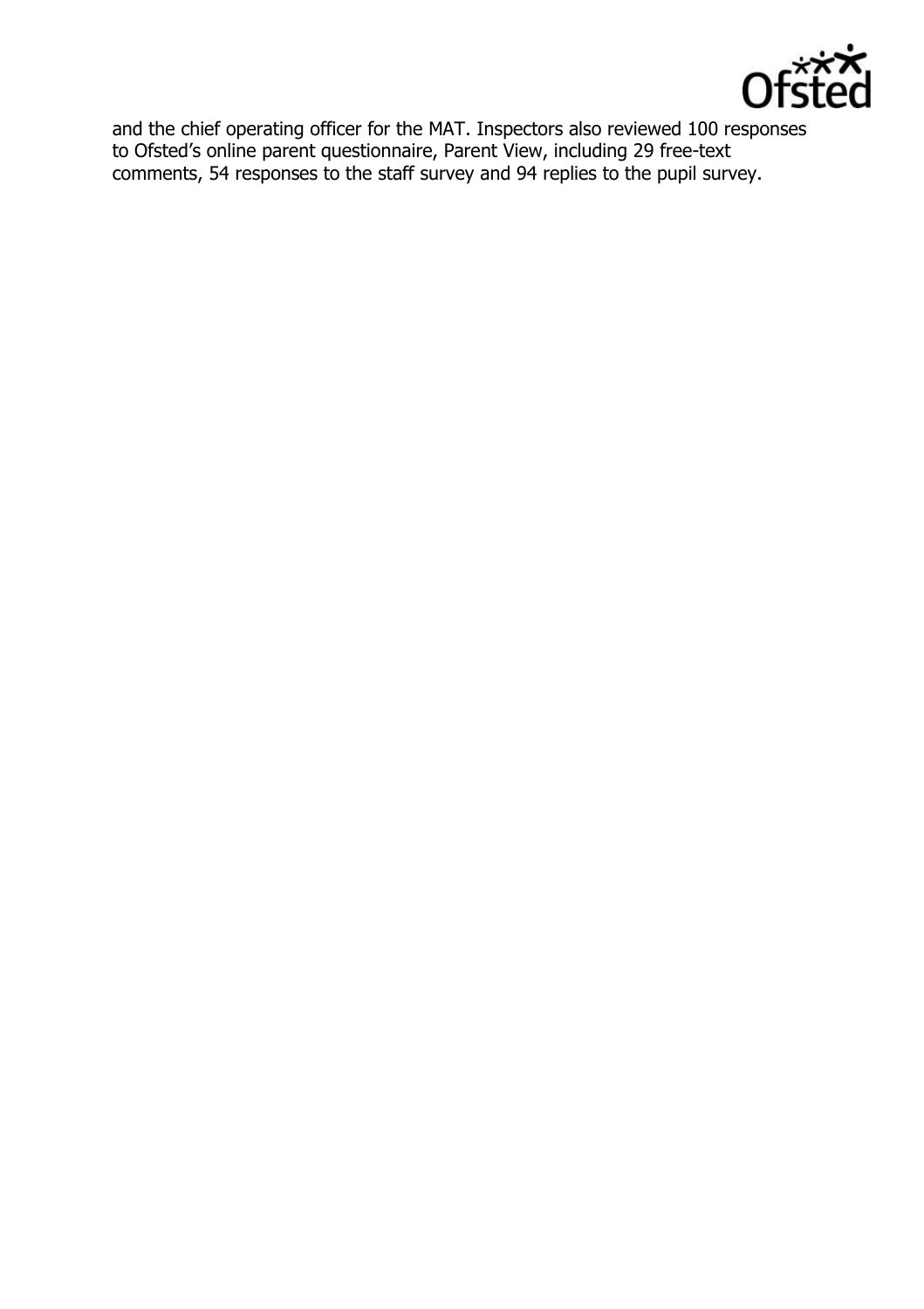and the chief operating officer for the MAT. Inspectors also reviewed 100 responses to Ofsted's online parent questionnaire, Parent View, including 29 free-text comments, 54 responses to the staff survey and 94 replies to the pupil survey.